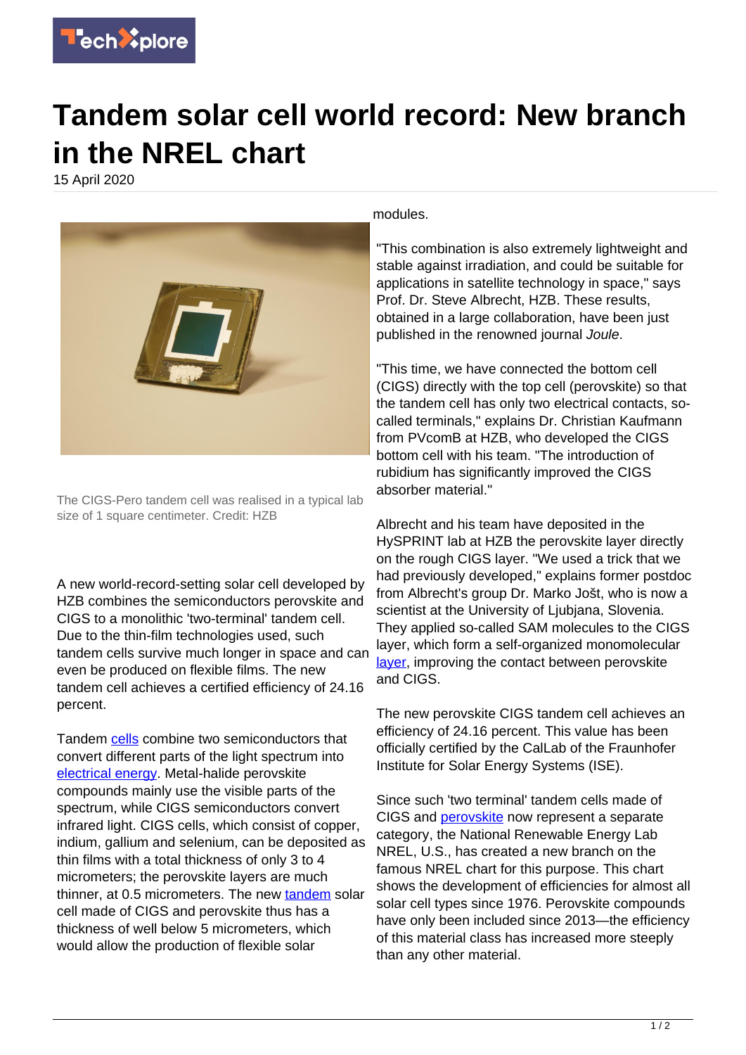# Tandem solar cell world record: New branch in the NREL chart

15 April 2020

The CIGS-Pero tandem cell was realised in a typical lab size of 1 square centimeter. Credit: HZB

A new world-record-setting solar cell developed by HZB combines the semiconductors perovskite and CIGS to a monolithic 'two-terminal' tandem cell. Due to the thin-film technologies used, such tandem cells survive much longer in space and can even be produced on flexible films. The new tandem cell achieves a certified efficiency of 24.16 percent.

Tandem cells combine two semiconductors that convert different parts of the light spectrum into electrical energy. Metal-halide perovskite compounds mainly use the visible parts of the spectrum, while CIGS semiconductors convert infrared light. CIGS cells, which consist of copper, indium, gallium and selenium, can be deposited as thin films with a total thickness of only 3 to 4 micrometers; the perovskite layers are much thinner, at 0.5 micrometers. The new tandem solar cell made of CIGS and perovskite thus has a thickness of well below 5 micrometers, which would allow the production of flexible solar modules.

"This combination is also extremely lightweight and stable against irradiation, and could be suitable for applications in satellite technology in space," says Prof. Dr. Steve Albrecht, HZB. These results, obtained in a large collaboration, have been just published in the renowned journal *Joule*.

"This time, we have connected the bottom cell (CIGS) directly with the top cell (perovskite) so that the tandem cell has only two electrical contacts, so-called terminals," explains Dr. Christian Kaufmann from PVcomB at HZB, who developed the CIGS bottom cell with his team. "The introduction of rubidium has significantly improved the CIGS absorber material."

Albrecht and his team have deposited in the HySPRINT lab at HZB the perovskite layer directly on the rough CIGS layer. "We used a trick that we had previously developed," explains former postdoc from Albrecht's group Dr. Marko Jošt, who is now a scientist at the University of Ljubljana, Slovenia. They applied so-called SAM molecules to the CIGS layer, which form a self-organized monomolecular layer, improving the contact between perovskite and CIGS.

The new perovskite CIGS tandem cell achieves an efficiency of 24.16 percent. This value has been officially certified by the CalLab of the Fraunhofer Institute for Solar Energy Systems (ISE).

Since such 'two terminal' tandem cells made of CIGS and perovskite now represent a separate category, the National Renewable Energy Lab NREL, U.S., has created a new branch on the famous NREL chart for this purpose. This chart shows the development of efficiencies for almost all solar cell types since 1976. Perovskite compounds have only been included since 2013—the efficiency of this material class has increased more steeply than any other material.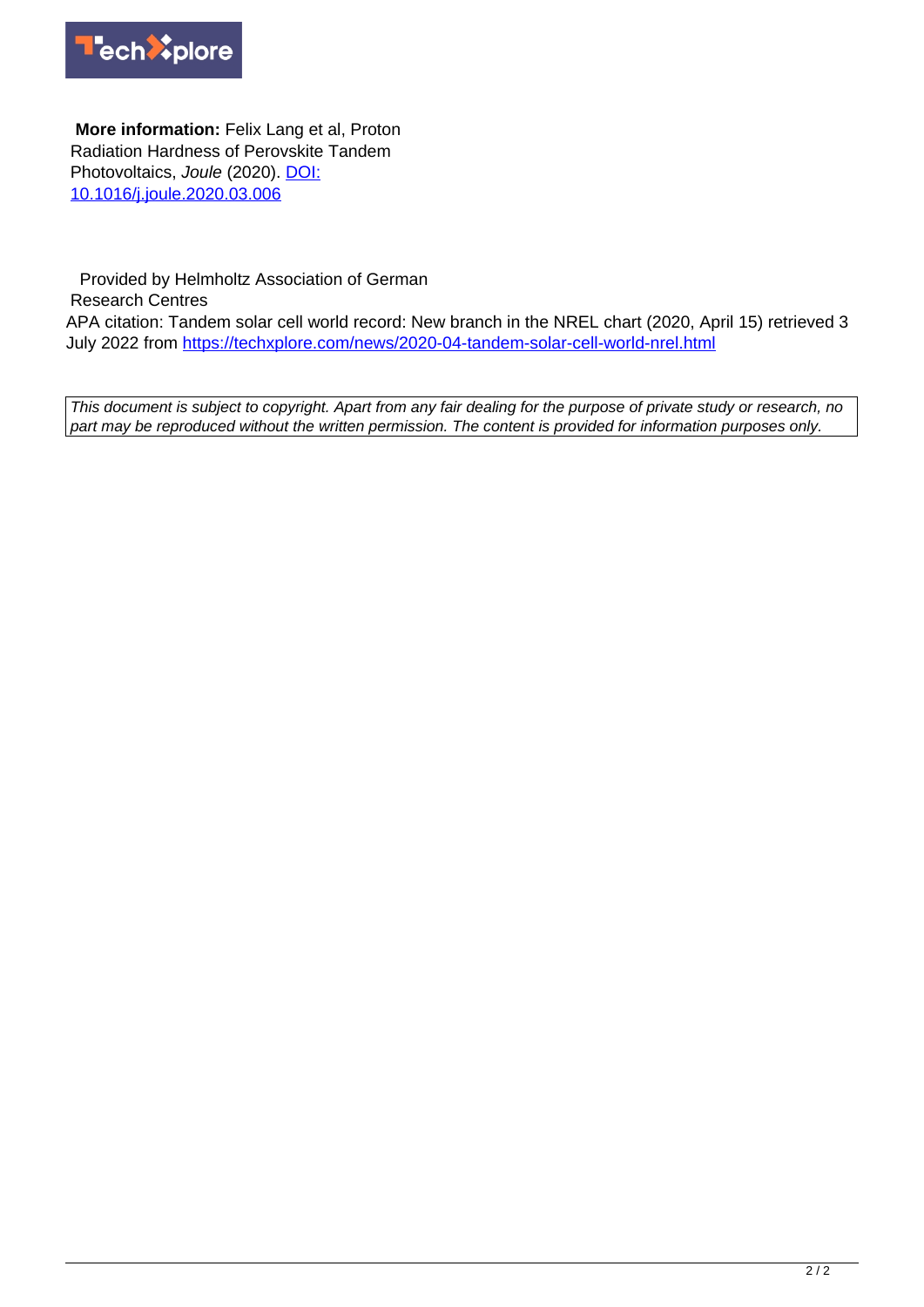**More information:** Felix Lang et al, Proton Radiation Hardness of Perovskite Tandem Photovoltaics, *Joule* (2020). [DOI: 10.1016/j.joule.2020.03.006](https://dx.doi.org/10.1016/j.joule.2020.03.006)

Provided by Helmholtz Association of German Research Centres

APA citation: Tandem solar cell world record: New branch in the NREL chart (2020, April 15) retrieved 3 July 2022 from https://techxplore.com/news/2020-04-tandem-solar-cell-world-nrel.html

*This document is subject to copyright. Apart from any fair dealing for the purpose of private study or research, no part may be reproduced without the written permission. The content is provided for information purposes only.*